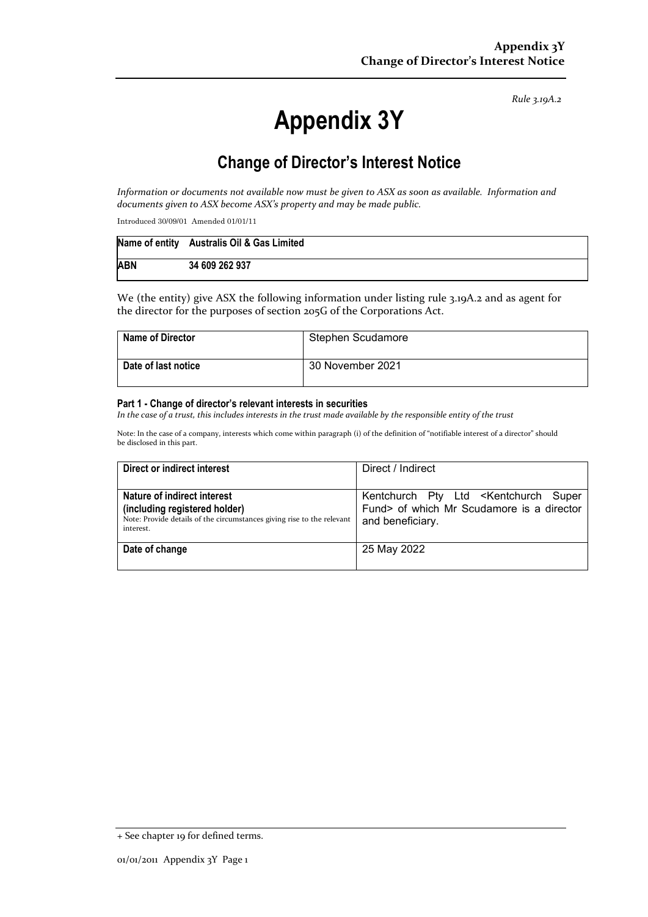*Rule 3.19A.2*

# Appendix 3Y

## Change of Director's Interest Notice

*Information or documents not available now must be given to ASX as soon as available. Information and documents given to ASX become ASX's property and may be made public.*

Introduced 30/09/01 Amended 01/01/11

| Name of entity | Australis Oil & Gas Limited |
|---|---|
| **ABN** | **34 609 262 937** |

We (the entity) give ASX the following information under listing rule 3.19A.2 and as agent for the director for the purposes of section 205G of the Corporations Act.

| Name of Director | Stephen Scudamore |
|---|---|
| **Date of last notice** | 30 November 2021 |

### Part 1 - Change of director's relevant interests in securities

*In the case of a trust, this includes interests in the trust made available by the responsible entity of the trust*

Note: In the case of a company, interests which come within paragraph (i) of the definition of "notifiable interest of a director" should be disclosed in this part.

| Direct or indirect interest | Direct / Indirect |
|---|---|
| **Nature of indirect interest (including registered holder)**<br>Note: Provide details of the circumstances giving rise to the relevant interest. | Kentchurch Pty Ltd <Kentchurch Super Fund> of which Mr Scudamore is a director and beneficiary. |
| **Date of change** | 25 May 2022 |

+ See chapter 19 for defined terms.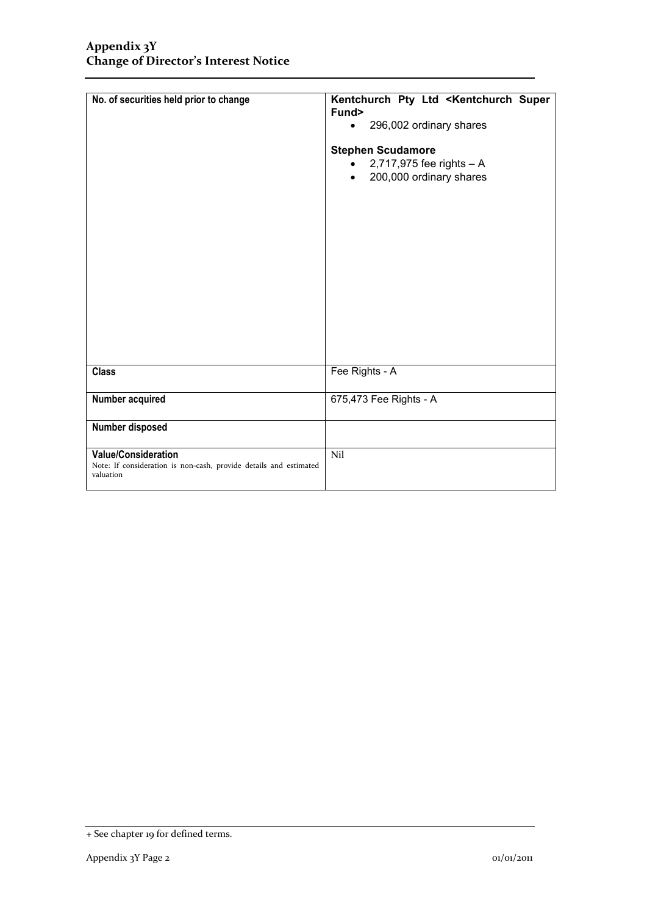| No. of securities held prior to change | **Kentchurch Pty Ltd <Kentchurch Super Fund>**<br>• 296,002 ordinary shares<br><br>**Stephen Scudamore**<br>• 2,717,975 fee rights – A<br>• 200,000 ordinary shares |
|---|---|
| **Class** | Fee Rights - A |
| **Number acquired** | 675,473 Fee Rights - A |
| **Number disposed** | |
| **Value/Consideration**<br>Note: If consideration is non-cash, provide details and estimated valuation | Nil |

+ See chapter 19 for defined terms.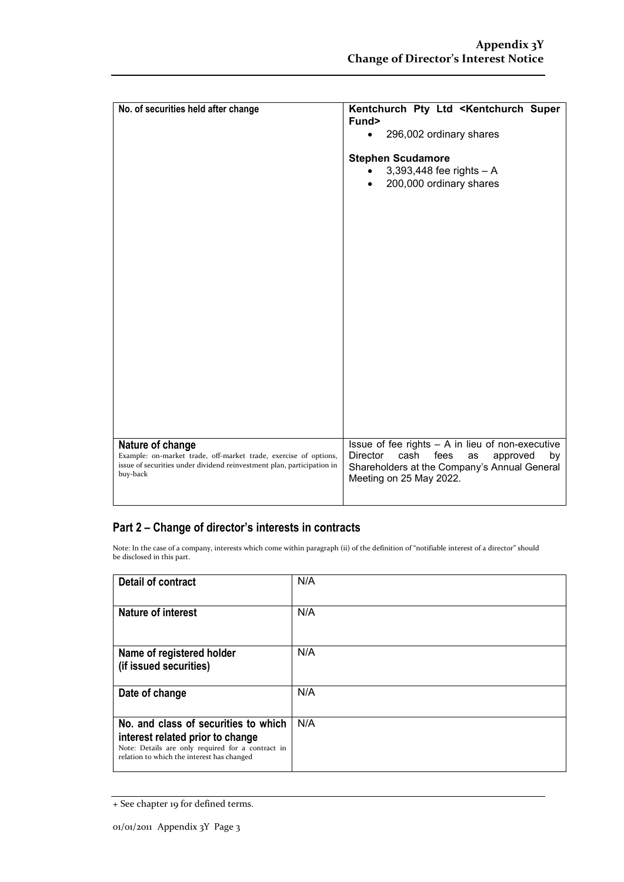| No. of securities held after change | **Kentchurch Pty Ltd <Kentchurch Super Fund>**<br>• 296,002 ordinary shares<br><br>**Stephen Scudamore**<br>• 3,393,448 fee rights – A<br>• 200,000 ordinary shares |
|---|---|
| **Nature of change**<br>Example: on-market trade, off-market trade, exercise of options, issue of securities under dividend reinvestment plan, participation in buy-back | Issue of fee rights – A in lieu of non-executive Director cash fees as approved by Shareholders at the Company's Annual General Meeting on 25 May 2022. |

## Part 2 – Change of director's interests in contracts

Note: In the case of a company, interests which come within paragraph (ii) of the definition of "notifiable interest of a director" should be disclosed in this part.

| **Detail of contract** | N/A |
|---|---|
| **Nature of interest** | N/A |
| **Name of registered holder (if issued securities)** | N/A |
| **Date of change** | N/A |
| **No. and class of securities to which interest related prior to change**<br>Note: Details are only required for a contract in relation to which the interest has changed | N/A |

+ See chapter 19 for defined terms.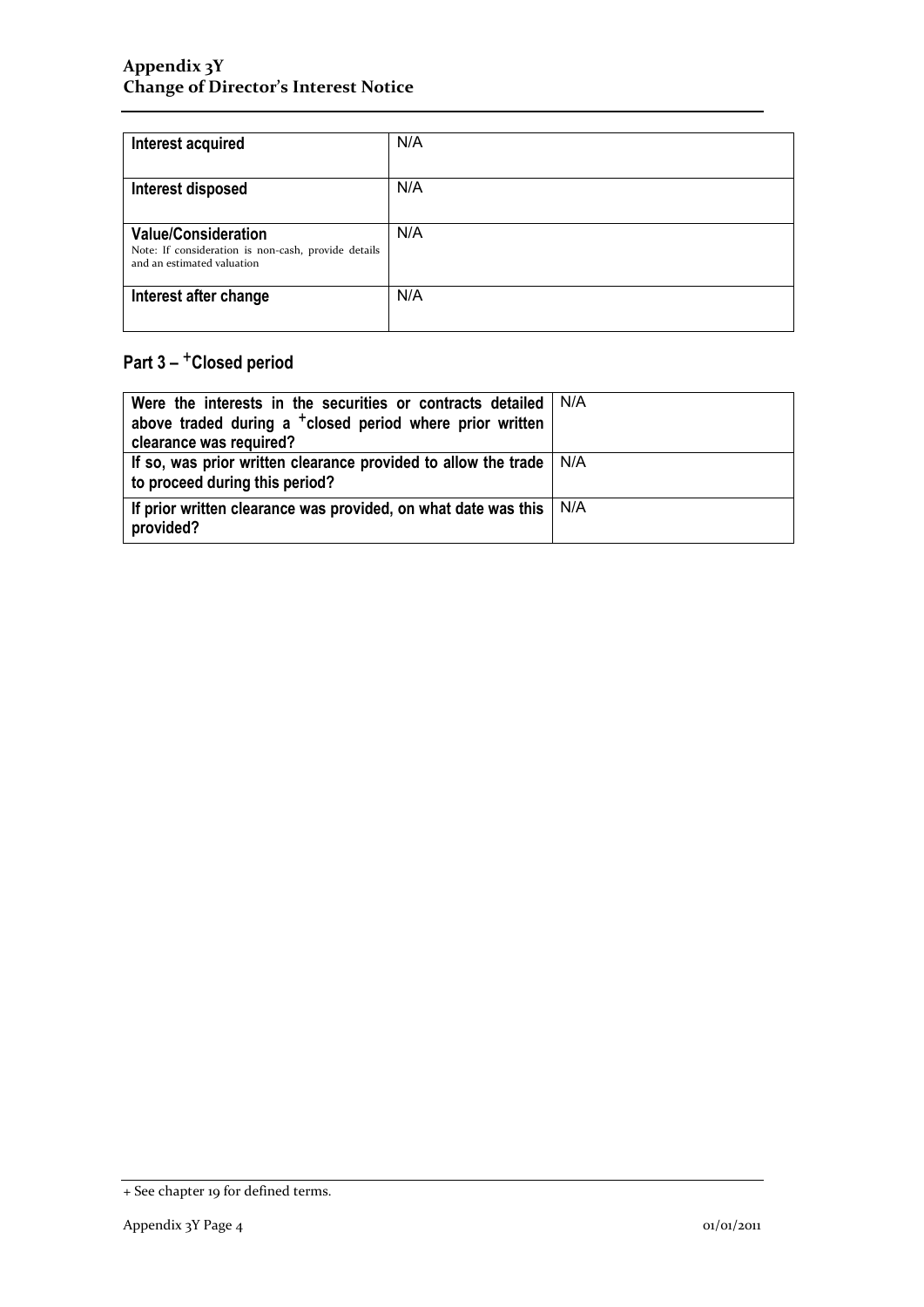| | |
|---|---|
| **Interest acquired** | N/A |
| **Interest disposed** | N/A |
| **Value/Consideration**<br>Note: If consideration is non-cash, provide details and an estimated valuation | N/A |
| **Interest after change** | N/A |

## Part 3 – +Closed period

| | |
|---|---|
| **Were the interests in the securities or contracts detailed above traded during a +closed period where prior written clearance was required?** | N/A |
| **If so, was prior written clearance provided to allow the trade to proceed during this period?** | N/A |
| **If prior written clearance was provided, on what date was this provided?** | N/A |

+ See chapter 19 for defined terms.